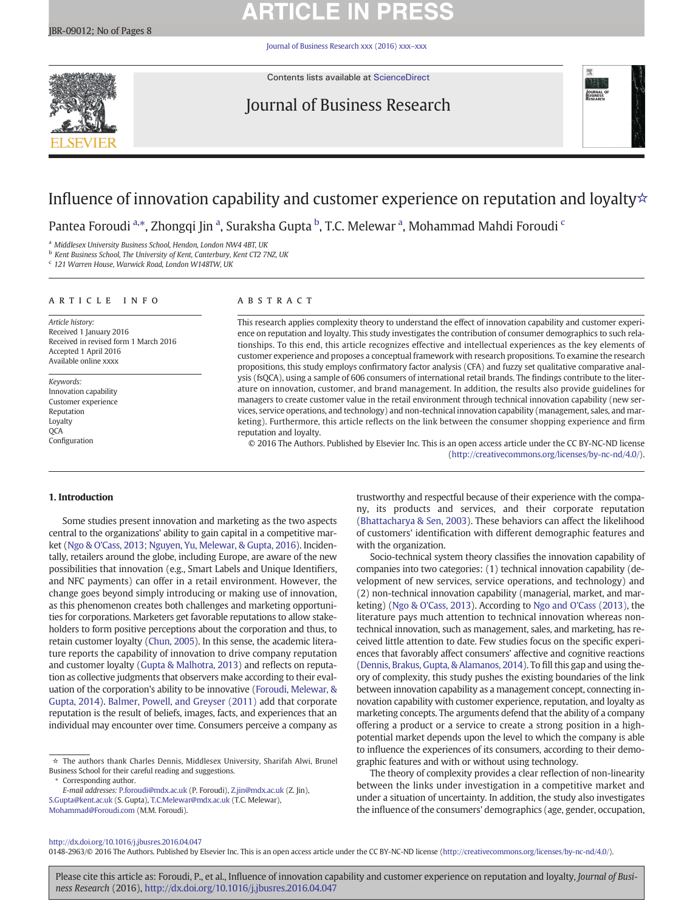# Influence of innovation capability and customer experience on reputation and loyalty☆

Pantea Foroudi [a,*], Zhongqi Jin [a], Suraksha Gupta [b], T.C. Melewar [a], Mohammad Mahdi Foroudi [c]

[a] *Middlesex University Business School, Hendon, London NW4 4BT, UK*
[b] *Kent Business School, The University of Kent, Canterbury, Kent CT2 7NZ, UK*
[c] *121 Warren House, Warwick Road, London W148TW, UK*

## ARTICLE INFO

*Article history:*
Received 1 January 2016
Received in revised form 1 March 2016
Accepted 1 April 2016
Available online xxxx

*Keywords:*
Innovation capability
Customer experience
Reputation
Loyalty
QCA
Configuration

## ABSTRACT

This research applies complexity theory to understand the effect of innovation capability and customer experience on reputation and loyalty. This study investigates the contribution of consumer demographics to such relationships. To this end, this article recognizes effective and intellectual experiences as the key elements of customer experience and proposes a conceptual framework with research propositions. To examine the research propositions, this study employs confirmatory factor analysis (CFA) and fuzzy set qualitative comparative analysis (fsQCA), using a sample of 606 consumers of international retail brands. The findings contribute to the literature on innovation, customer, and brand management. In addition, the results also provide guidelines for managers to create customer value in the retail environment through technical innovation capability (new services, service operations, and technology) and non-technical innovation capability (management, sales, and marketing). Furthermore, this article reflects on the link between the consumer shopping experience and firm reputation and loyalty.

© 2016 The Authors. Published by Elsevier Inc. This is an open access article under the CC BY-NC-ND license (http://creativecommons.org/licenses/by-nc-nd/4.0/).

## 1. Introduction

Some studies present innovation and marketing as the two aspects central to the organizations' ability to gain capital in a competitive market (Ngo & O'Cass, 2013; Nguyen, Yu, Melewar, & Gupta, 2016). Incidentally, retailers around the globe, including Europe, are aware of the new possibilities that innovation (e.g., Smart Labels and Unique Identifiers, and NFC payments) can offer in a retail environment. However, the change goes beyond simply introducing or making use of innovation, as this phenomenon creates both challenges and marketing opportunities for corporations. Marketers get favorable reputations to allow stakeholders to form positive perceptions about the corporation and thus, to retain customer loyalty (Chun, 2005). In this sense, the academic literature reports the capability of innovation to drive company reputation and customer loyalty (Gupta & Malhotra, 2013) and reflects on reputation as collective judgments that observers make according to their evaluation of the corporation's ability to be innovative (Foroudi, Melewar, & Gupta, 2014). Balmer, Powell, and Greyser (2011) add that corporate reputation is the result of beliefs, images, facts, and experiences that an individual may encounter over time. Consumers perceive a company as trustworthy and respectful because of their experience with the company, its products and services, and their corporate reputation (Bhattacharya & Sen, 2003). These behaviors can affect the likelihood of customers' identification with different demographic features and with the organization.

Socio-technical system theory classifies the innovation capability of companies into two categories: (1) technical innovation capability (development of new services, service operations, and technology) and (2) non-technical innovation capability (managerial, market, and marketing) (Ngo & O'Cass, 2013). According to Ngo and O'Cass (2013), the literature pays much attention to technical innovation whereas non-technical innovation, such as management, sales, and marketing, has received little attention to date. Few studies focus on the specific experiences that favorably affect consumers' affective and cognitive reactions (Dennis, Brakus, Gupta, & Alamanos, 2014). To fill this gap and using theory of complexity, this study pushes the existing boundaries of the link between innovation capability as a management concept, connecting innovation capability with customer experience, reputation, and loyalty as marketing concepts. The arguments defend that the ability of a company offering a product or a service to create a strong position in a high-potential market depends upon the level to which the company is able to influence the experiences of its consumers, according to their demographic features and with or without using technology.

The theory of complexity provides a clear reflection of non-linearity between the links under investigation in a competitive market and under a situation of uncertainty. In addition, the study also investigates the influence of the consumers' demographics (age, gender, occupation,

---

☆ The authors thank Charles Dennis, Middlesex University, Sharifah Alwi, Brunel Business School for their careful reading and suggestions.

\* Corresponding author.

*E-mail addresses:* P.foroudi@mdx.ac.uk (P. Foroudi), Z.jin@mdx.ac.uk (Z. Jin), S.Gupta@kent.ac.uk (S. Gupta), T.C.Melewar@mdx.ac.uk (T.C. Melewar), Mohammad@Foroudi.com (M.M. Foroudi).

http://dx.doi.org/10.1016/j.jbusres.2016.04.047
0148-2963/© 2016 The Authors. Published by Elsevier Inc. This is an open access article under the CC BY-NC-ND license (http://creativecommons.org/licenses/by-nc-nd/4.0/).

Please cite this article as: Foroudi, P., et al., Influence of innovation capability and customer experience on reputation and loyalty, *Journal of Business Research* (2016), http://dx.doi.org/10.1016/j.jbusres.2016.04.047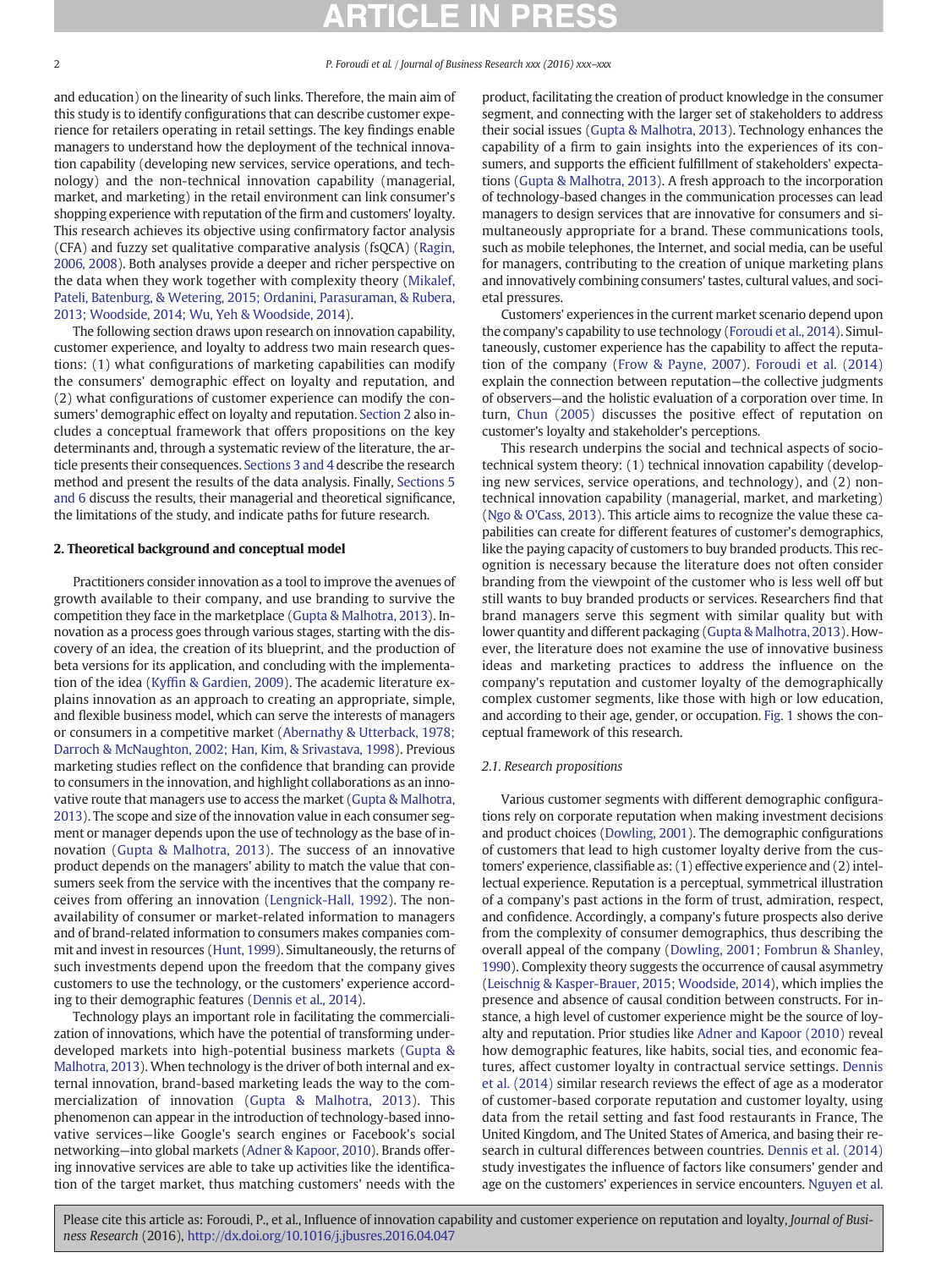and education) on the linearity of such links. Therefore, the main aim of this study is to identify configurations that can describe customer experience for retailers operating in retail settings. The key findings enable managers to understand how the deployment of the technical innovation capability (developing new services, service operations, and technology) and the non-technical innovation capability (managerial, market, and marketing) in the retail environment can link consumer's shopping experience with reputation of the firm and customers' loyalty. This research achieves its objective using confirmatory factor analysis (CFA) and fuzzy set qualitative comparative analysis (fsQCA) (Ragin, 2006, 2008). Both analyses provide a deeper and richer perspective on the data when they work together with complexity theory (Mikalef, Pateli, Batenburg, & Wetering, 2015; Ordanini, Parasuraman, & Rubera, 2013; Woodside, 2014; Wu, Yeh & Woodside, 2014).

The following section draws upon research on innovation capability, customer experience, and loyalty to address two main research questions: (1) what configurations of marketing capabilities can modify the consumers' demographic effect on loyalty and reputation, and (2) what configurations of customer experience can modify the consumers' demographic effect on loyalty and reputation. Section 2 also includes a conceptual framework that offers propositions on the key determinants and, through a systematic review of the literature, the article presents their consequences. Sections 3 and 4 describe the research method and present the results of the data analysis. Finally, Sections 5 and 6 discuss the results, their managerial and theoretical significance, the limitations of the study, and indicate paths for future research.

## 2. Theoretical background and conceptual model

Practitioners consider innovation as a tool to improve the avenues of growth available to their company, and use branding to survive the competition they face in the marketplace (Gupta & Malhotra, 2013). Innovation as a process goes through various stages, starting with the discovery of an idea, the creation of its blueprint, and the production of beta versions for its application, and concluding with the implementation of the idea (Kyffin & Gardien, 2009). The academic literature explains innovation as an approach to creating an appropriate, simple, and flexible business model, which can serve the interests of managers or consumers in a competitive market (Abernathy & Utterback, 1978; Darroch & McNaughton, 2002; Han, Kim, & Srivastava, 1998). Previous marketing studies reflect on the confidence that branding can provide to consumers in the innovation, and highlight collaborations as an innovative route that managers use to access the market (Gupta & Malhotra, 2013). The scope and size of the innovation value in each consumer segment or manager depends upon the use of technology as the base of innovation (Gupta & Malhotra, 2013). The success of an innovative product depends on the managers' ability to match the value that consumers seek from the service with the incentives that the company receives from offering an innovation (Lengnick-Hall, 1992). The non-availability of consumer or market-related information to managers and of brand-related information to consumers makes companies commit and invest in resources (Hunt, 1999). Simultaneously, the returns of such investments depend upon the freedom that the company gives customers to use the technology, or the customers' experience according to their demographic features (Dennis et al., 2014).

Technology plays an important role in facilitating the commercialization of innovations, which have the potential of transforming underdeveloped markets into high-potential business markets (Gupta & Malhotra, 2013). When technology is the driver of both internal and external innovation, brand-based marketing leads the way to the commercialization of innovation (Gupta & Malhotra, 2013). This phenomenon can appear in the introduction of technology-based innovative services—like Google's search engines or Facebook's social networking—into global markets (Adner & Kapoor, 2010). Brands offering innovative services are able to take up activities like the identification of the target market, thus matching customers' needs with the product, facilitating the creation of product knowledge in the consumer segment, and connecting with the larger set of stakeholders to address their social issues (Gupta & Malhotra, 2013). Technology enhances the capability of a firm to gain insights into the experiences of its consumers, and supports the efficient fulfillment of stakeholders' expectations (Gupta & Malhotra, 2013). A fresh approach to the incorporation of technology-based changes in the communication processes can lead managers to design services that are innovative for consumers and simultaneously appropriate for a brand. These communications tools, such as mobile telephones, the Internet, and social media, can be useful for managers, contributing to the creation of unique marketing plans and innovatively combining consumers' tastes, cultural values, and societal pressures.

Customers' experiences in the current market scenario depend upon the company's capability to use technology (Foroudi et al., 2014). Simultaneously, customer experience has the capability to affect the reputation of the company (Frow & Payne, 2007). Foroudi et al. (2014) explain the connection between reputation—the collective judgments of observers—and the holistic evaluation of a corporation over time. In turn, Chun (2005) discusses the positive effect of reputation on customer's loyalty and stakeholder's perceptions.

This research underpins the social and technical aspects of socio-technical system theory: (1) technical innovation capability (developing new services, service operations, and technology), and (2) non-technical innovation capability (managerial, market, and marketing) (Ngo & O'Cass, 2013). This article aims to recognize the value these capabilities can create for different features of customer's demographics, like the paying capacity of customers to buy branded products. This recognition is necessary because the literature does not often consider branding from the viewpoint of the customer who is less well off but still wants to buy branded products or services. Researchers find that brand managers serve this segment with similar quality but with lower quantity and different packaging (Gupta & Malhotra, 2013). However, the literature does not examine the use of innovative business ideas and marketing practices to address the influence on the company's reputation and customer loyalty of the demographically complex customer segments, like those with high or low education, and according to their age, gender, or occupation. Fig. 1 shows the conceptual framework of this research.

### 2.1. Research propositions

Various customer segments with different demographic configurations rely on corporate reputation when making investment decisions and product choices (Dowling, 2001). The demographic configurations of customers that lead to high customer loyalty derive from the customers' experience, classifiable as: (1) effective experience and (2) intellectual experience. Reputation is a perceptual, symmetrical illustration of a company's past actions in the form of trust, admiration, respect, and confidence. Accordingly, a company's future prospects also derive from the complexity of consumer demographics, thus describing the overall appeal of the company (Dowling, 2001; Fombrun & Shanley, 1990). Complexity theory suggests the occurrence of causal asymmetry (Leischnig & Kasper-Brauer, 2015; Woodside, 2014), which implies the presence and absence of causal condition between constructs. For instance, a high level of customer experience might be the source of loyalty and reputation. Prior studies like Adner and Kapoor (2010) reveal how demographic features, like habits, social ties, and economic features, affect customer loyalty in contractual service settings. Dennis et al. (2014) similar research reviews the effect of age as a moderator of customer-based corporate reputation and customer loyalty, using data from the retail setting and fast food restaurants in France, The United Kingdom, and The United States of America, and basing their research in cultural differences between countries. Dennis et al. (2014) study investigates the influence of factors like consumers' gender and age on the customers' experiences in service encounters. Nguyen et al.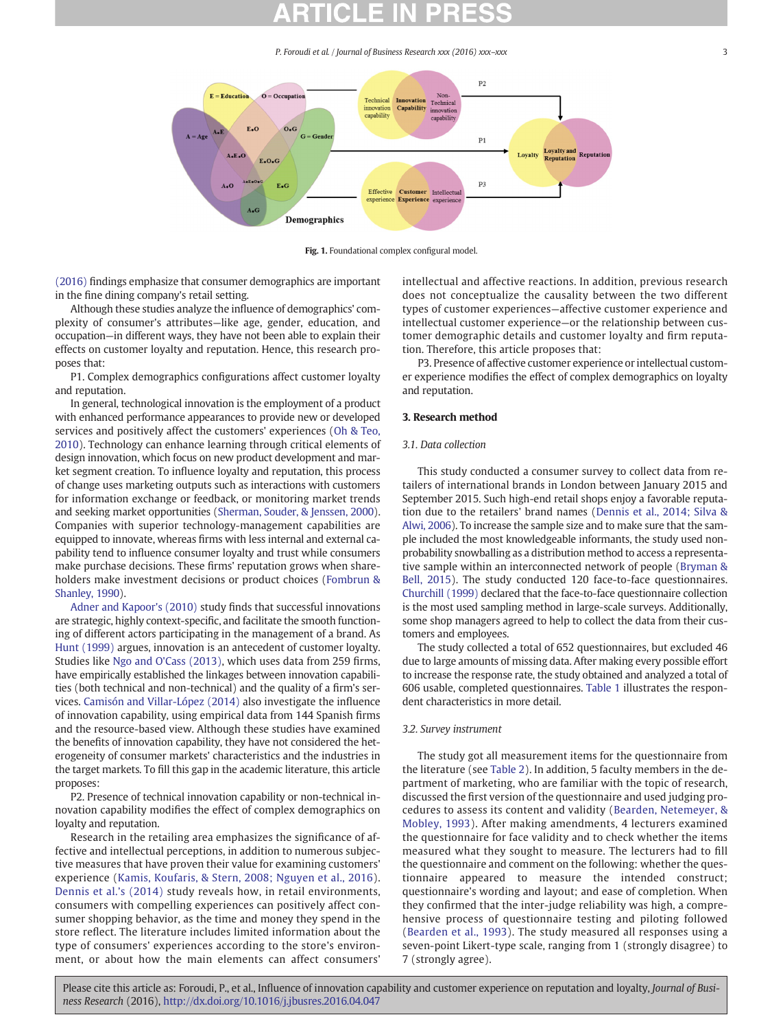Fig. 1. Foundational complex configural model.

(2016) findings emphasize that consumer demographics are important in the fine dining company's retail setting.

Although these studies analyze the influence of demographics' complexity of consumer's attributes—like age, gender, education, and occupation—in different ways, they have not been able to explain their effects on customer loyalty and reputation. Hence, this research proposes that:

P1. Complex demographics configurations affect customer loyalty and reputation.

In general, technological innovation is the employment of a product with enhanced performance appearances to provide new or developed services and positively affect the customers' experiences (Oh & Teo, 2010). Technology can enhance learning through critical elements of design innovation, which focus on new product development and market segment creation. To influence loyalty and reputation, this process of change uses marketing outputs such as interactions with customers for information exchange or feedback, or monitoring market trends and seeking market opportunities (Sherman, Souder, & Jenssen, 2000). Companies with superior technology-management capabilities are equipped to innovate, whereas firms with less internal and external capability tend to influence consumer loyalty and trust while consumers make purchase decisions. These firms' reputation grows when shareholders make investment decisions or product choices (Fombrun & Shanley, 1990).

Adner and Kapoor's (2010) study finds that successful innovations are strategic, highly context-specific, and facilitate the smooth functioning of different actors participating in the management of a brand. As Hunt (1999) argues, innovation is an antecedent of customer loyalty. Studies like Ngo and O'Cass (2013), which uses data from 259 firms, have empirically established the linkages between innovation capabilities (both technical and non-technical) and the quality of a firm's services. Camisón and Villar-López (2014) also investigate the influence of innovation capability, using empirical data from 144 Spanish firms and the resource-based view. Although these studies have examined the benefits of innovation capability, they have not considered the heterogeneity of consumer markets' characteristics and the industries in the target markets. To fill this gap in the academic literature, this article proposes:

P2. Presence of technical innovation capability or non-technical innovation capability modifies the effect of complex demographics on loyalty and reputation.

Research in the retailing area emphasizes the significance of affective and intellectual perceptions, in addition to numerous subjective measures that have proven their value for examining customers' experience (Kamis, Koufaris, & Stern, 2008; Nguyen et al., 2016). Dennis et al.'s (2014) study reveals how, in retail environments, consumers with compelling experiences can positively affect consumer shopping behavior, as the time and money they spend in the store reflect. The literature includes limited information about the type of consumers' experiences according to the store's environment, or about how the main elements can affect consumers' intellectual and affective reactions. In addition, previous research does not conceptualize the causality between the two different types of customer experiences—affective customer experience and intellectual customer experience—or the relationship between customer demographic details and customer loyalty and firm reputation. Therefore, this article proposes that:

P3. Presence of affective customer experience or intellectual customer experience modifies the effect of complex demographics on loyalty and reputation.

## 3. Research method

### 3.1. Data collection

This study conducted a consumer survey to collect data from retailers of international brands in London between January 2015 and September 2015. Such high-end retail shops enjoy a favorable reputation due to the retailers' brand names (Dennis et al., 2014; Silva & Alwi, 2006). To increase the sample size and to make sure that the sample included the most knowledgeable informants, the study used non-probability snowballing as a distribution method to access a representative sample within an interconnected network of people (Bryman & Bell, 2015). The study conducted 120 face-to-face questionnaires. Churchill (1999) declared that the face-to-face questionnaire collection is the most used sampling method in large-scale surveys. Additionally, some shop managers agreed to help to collect the data from their customers and employees.

The study collected a total of 652 questionnaires, but excluded 46 due to large amounts of missing data. After making every possible effort to increase the response rate, the study obtained and analyzed a total of 606 usable, completed questionnaires. Table 1 illustrates the respondent characteristics in more detail.

### 3.2. Survey instrument

The study got all measurement items for the questionnaire from the literature (see Table 2). In addition, 5 faculty members in the department of marketing, who are familiar with the topic of research, discussed the first version of the questionnaire and used judging procedures to assess its content and validity (Bearden, Netemeyer, & Mobley, 1993). After making amendments, 4 lecturers examined the questionnaire for face validity and to check whether the items measured what they sought to measure. The lecturers had to fill the questionnaire and comment on the following: whether the questionnaire appeared to measure the intended construct; questionnaire's wording and layout; and ease of completion. When they confirmed that the inter-judge reliability was high, a comprehensive process of questionnaire testing and piloting followed (Bearden et al., 1993). The study measured all responses using a seven-point Likert-type scale, ranging from 1 (strongly disagree) to 7 (strongly agree).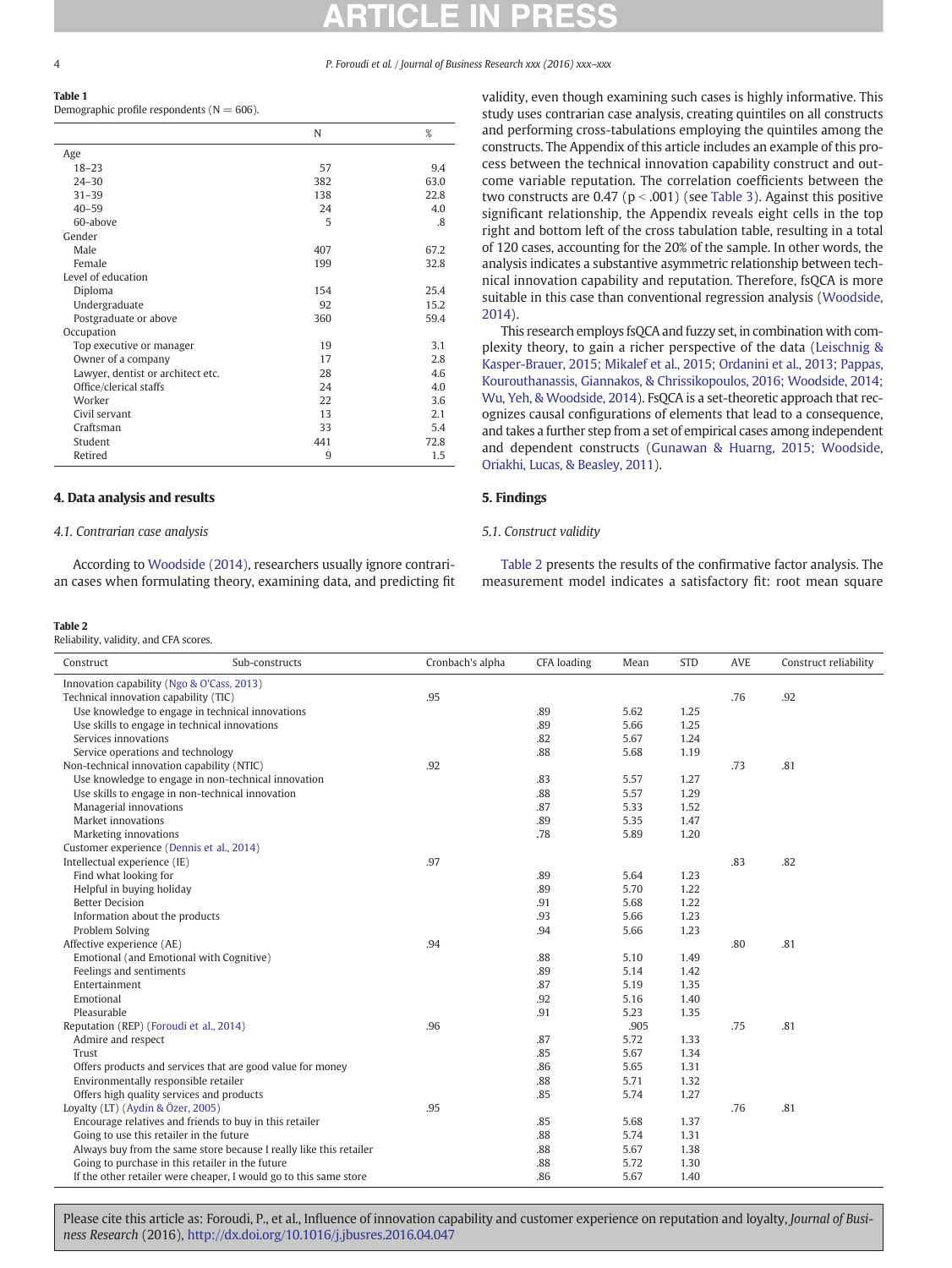**Table 1**
Demographic profile respondents (N = 606).

| | N | % |
|---|---|---|
| Age | | |
| 18–23 | 57 | 9.4 |
| 24–30 | 382 | 63.0 |
| 31–39 | 138 | 22.8 |
| 40–59 | 24 | 4.0 |
| 60-above | 5 | .8 |
| Gender | | |
| Male | 407 | 67.2 |
| Female | 199 | 32.8 |
| Level of education | | |
| Diploma | 154 | 25.4 |
| Undergraduate | 92 | 15.2 |
| Postgraduate or above | 360 | 59.4 |
| Occupation | | |
| Top executive or manager | 19 | 3.1 |
| Owner of a company | 17 | 2.8 |
| Lawyer, dentist or architect etc. | 28 | 4.6 |
| Office/clerical staffs | 24 | 4.0 |
| Worker | 22 | 3.6 |
| Civil servant | 13 | 2.1 |
| Craftsman | 33 | 5.4 |
| Student | 441 | 72.8 |
| Retired | 9 | 1.5 |

## 4. Data analysis and results

### 4.1. Contrarian case analysis

According to Woodside (2014), researchers usually ignore contrarian cases when formulating theory, examining data, and predicting fit validity, even though examining such cases is highly informative. This study uses contrarian case analysis, creating quintiles on all constructs and performing cross-tabulations employing the quintiles among the constructs. The Appendix of this article includes an example of this process between the technical innovation capability construct and outcome variable reputation. The correlation coefficients between the two constructs are 0.47 ($p < .001$) (see Table 3). Against this positive significant relationship, the Appendix reveals eight cells in the top right and bottom left of the cross tabulation table, resulting in a total of 120 cases, accounting for the 20% of the sample. In other words, the analysis indicates a substantive asymmetric relationship between technical innovation capability and reputation. Therefore, fsQCA is more suitable in this case than conventional regression analysis (Woodside, 2014).

This research employs fsQCA and fuzzy set, in combination with complexity theory, to gain a richer perspective of the data (Leischnig & Kasper-Brauer, 2015; Mikalef et al., 2015; Ordanini et al., 2013; Pappas, Kourouthanassis, Giannakos, & Chrissikopoulos, 2016; Woodside, 2014; Wu, Yeh, & Woodside, 2014). FsQCA is a set-theoretic approach that recognizes causal configurations of elements that lead to a consequence, and takes a further step from a set of empirical cases among independent and dependent constructs (Gunawan & Huarng, 2015; Woodside, Oriakhi, Lucas, & Beasley, 2011).

## 5. Findings

### 5.1. Construct validity

Table 2 presents the results of the confirmative factor analysis. The measurement model indicates a satisfactory fit: root mean square

**Table 2**
Reliability, validity, and CFA scores.

| Construct | Sub-constructs | Cronbach's alpha | CFA loading | Mean | STD | AVE | Construct reliability |
|---|---|---|---|---|---|---|---|
| Innovation capability (Ngo & O'Cass, 2013) | | | | | | | |
| Technical innovation capability (TIC) | | .95 | | | | .76 | .92 |
| | Use knowledge to engage in technical innovations | | .89 | 5.62 | 1.25 | | |
| | Use skills to engage in technical innovations | | .89 | 5.66 | 1.25 | | |
| | Services innovations | | .82 | 5.67 | 1.24 | | |
| | Service operations and technology | | .88 | 5.68 | 1.19 | | |
| Non-technical innovation capability (NTIC) | | .92 | | | | .73 | .81 |
| | Use knowledge to engage in non-technical innovation | | .83 | 5.57 | 1.27 | | |
| | Use skills to engage in non-technical innovation | | .88 | 5.57 | 1.29 | | |
| | Managerial innovations | | .87 | 5.33 | 1.52 | | |
| | Market innovations | | .89 | 5.35 | 1.47 | | |
| | Marketing innovations | | .78 | 5.89 | 1.20 | | |
| Customer experience (Dennis et al., 2014) | | | | | | | |
| Intellectual experience (IE) | | .97 | | | | .83 | .82 |
| | Find what looking for | | .89 | 5.64 | 1.23 | | |
| | Helpful in buying holiday | | .89 | 5.70 | 1.22 | | |
| | Better Decision | | .91 | 5.68 | 1.22 | | |
| | Information about the products | | .93 | 5.66 | 1.23 | | |
| | Problem Solving | | .94 | 5.66 | 1.23 | | |
| Affective experience (AE) | | .94 | | | | .80 | .81 |
| | Emotional (and Emotional with Cognitive) | | .88 | 5.10 | 1.49 | | |
| | Feelings and sentiments | | .89 | 5.14 | 1.42 | | |
| | Entertainment | | .87 | 5.19 | 1.35 | | |
| | Emotional | | .92 | 5.16 | 1.40 | | |
| | Pleasurable | | .91 | 5.23 | 1.35 | | |
| Reputation (REP) (Foroudi et al., 2014) | | .96 | | .905 | | .75 | .81 |
| | Admire and respect | | .87 | 5.72 | 1.33 | | |
| | Trust | | .85 | 5.67 | 1.34 | | |
| | Offers products and services that are good value for money | | .86 | 5.65 | 1.31 | | |
| | Environmentally responsible retailer | | .88 | 5.71 | 1.32 | | |
| | Offers high quality services and products | | .85 | 5.74 | 1.27 | | |
| Loyalty (LT) (Aydin & Özer, 2005) | | .95 | | | | .76 | .81 |
| | Encourage relatives and friends to buy in this retailer | | .85 | 5.68 | 1.37 | | |
| | Going to use this retailer in the future | | .88 | 5.74 | 1.31 | | |
| | Always buy from the same store because I really like this retailer | | .88 | 5.67 | 1.38 | | |
| | Going to purchase in this retailer in the future | | .88 | 5.72 | 1.30 | | |
| | If the other retailer were cheaper, I would go to this same store | | .86 | 5.67 | 1.40 | | |

Please cite this article as: Foroudi, P., et al., Influence of innovation capability and customer experience on reputation and loyalty, *Journal of Business Research* (2016), http://dx.doi.org/10.1016/j.jbusres.2016.04.047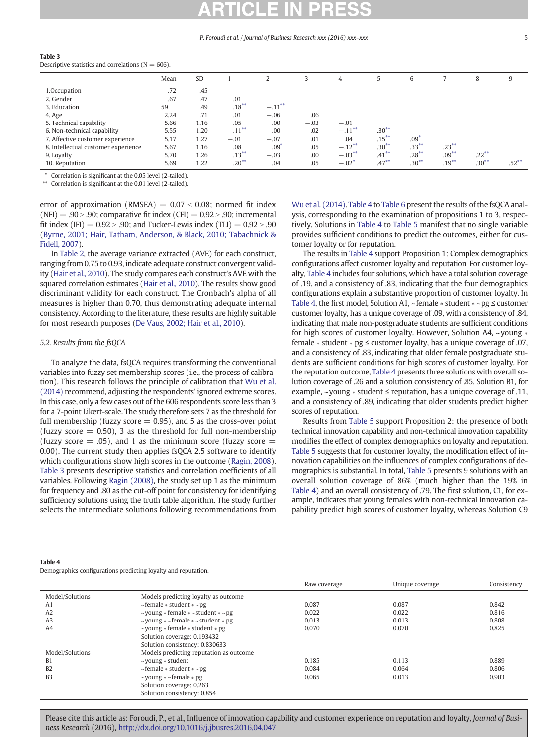**Table 3**
Descriptive statistics and correlations (N = 606).

| | Mean | SD | 1 | 2 | 3 | 4 | 5 | 6 | 7 | 8 | 9 |
|---|---|---|---|---|---|---|---|---|---|---|---|
| 1.Occupation | .72 | .45 | | | | | | | | | |
| 2. Gender | .67 | .47 | .01 | | | | | | | | |
| 3. Education | 59 | .49 | .18** | −.11** | | | | | | | |
| 4. Age | 2.24 | .71 | .01 | −.06 | .06 | | | | | | |
| 5. Technical capability | 5.66 | 1.16 | .05 | .00 | −.03 | −.01 | | | | | |
| 6. Non-technical capability | 5.55 | 1.20 | .11** | .00 | .02 | −.11** | .30** | | | | |
| 7. Affective customer experience | 5.17 | 1.27 | −.01 | −.07 | .01 | .04 | .15** | .09* | | | |
| 8. Intellectual customer experience | 5.67 | 1.16 | .08 | .09* | .05 | −.12** | .30** | .33** | .23** | | |
| 9. Loyalty | 5.70 | 1.26 | .13** | −.03 | .00 | −.03** | .41** | .28** | .09** | .22** | |
| 10. Reputation | 5.69 | 1.22 | .20** | .04 | .05 | −.02* | .47** | .30** | .19** | .30** | .52** |

\* Correlation is significant at the 0.05 level (2-tailed).
\** Correlation is significant at the 0.01 level (2-tailed).

error of approximation (RMSEA) = 0.07 < 0.08; normed fit index (NFI) = .90 > .90; comparative fit index (CFI) = 0.92 > .90; incremental fit index (IFI) = 0.92 > .90; and Tucker-Lewis index (TLI) = 0.92 > .90 (Byrne, 2001; Hair, Tatham, Anderson, & Black, 2010; Tabachnick & Fidell, 2007).

In Table 2, the average variance extracted (AVE) for each construct, ranging from 0.75 to 0.93, indicate adequate construct convergent validity (Hair et al., 2010). The study compares each construct's AVE with the squared correlation estimates (Hair et al., 2010). The results show good discriminant validity for each construct. The Cronbach's alpha of all measures is higher than 0.70, thus demonstrating adequate internal consistency. According to the literature, these results are highly suitable for most research purposes (De Vaus, 2002; Hair et al., 2010).

### 5.2. Results from the fsQCA

To analyze the data, fsQCA requires transforming the conventional variables into fuzzy set membership scores (i.e., the process of calibration). This research follows the principle of calibration that Wu et al. (2014) recommend, adjusting the respondents' ignored extreme scores. In this case, only a few cases out of the 606 respondents score less than 3 for a 7-point Likert-scale. The study therefore sets 7 as the threshold for full membership (fuzzy score = 0.95), and 5 as the cross-over point (fuzzy score = 0.50), 3 as the threshold for full non-membership (fuzzy score = .05), and 1 as the minimum score (fuzzy score = 0.00). The current study then applies fsQCA 2.5 software to identify which configurations show high scores in the outcome (Ragin, 2008). Table 3 presents descriptive statistics and correlation coefficients of all variables. Following Ragin (2008), the study set up 1 as the minimum for frequency and .80 as the cut-off point for consistency for identifying sufficiency solutions using the truth table algorithm. The study further selects the intermediate solutions following recommendations from Wu et al. (2014). Table 4 to Table 6 present the results of the fsQCA analysis, corresponding to the examination of propositions 1 to 3, respectively. Solutions in Table 4 to Table 5 manifest that no single variable provides sufficient conditions to predict the outcomes, either for customer loyalty or for reputation.

The results in Table 4 support Proposition 1: Complex demographics configurations affect customer loyalty and reputation. For customer loyalty, Table 4 includes four solutions, which have a total solution coverage of .19. and a consistency of .83, indicating that the four demographics configurations explain a substantive proportion of customer loyalty. In Table 4, the first model, Solution A1, ~female ∗ student ∗ ~pg ≤ customer customer loyalty, has a unique coverage of .09, with a consistency of .84, indicating that male non-postgraduate students are sufficient conditions for high scores of customer loyalty. However, Solution A4, ~young ∗ female ∗ student ∗ pg ≤ customer loyalty, has a unique coverage of .07, and a consistency of .83, indicating that older female postgraduate students are sufficient conditions for high scores of customer loyalty. For the reputation outcome, Table 4 presents three solutions with overall solution coverage of .26 and a solution consistency of .85. Solution B1, for example, ~young ∗ student ≤ reputation, has a unique coverage of .11, and a consistency of .89, indicating that older students predict higher scores of reputation.

Results from Table 5 support Proposition 2: the presence of both technical innovation capability and non-technical innovation capability modifies the effect of complex demographics on loyalty and reputation. Table 5 suggests that for customer loyalty, the modification effect of innovation capabilities on the influences of complex configurations of demographics is substantial. In total, Table 5 presents 9 solutions with an overall solution coverage of 86% (much higher than the 19% in Table 4) and an overall consistency of .79. The first solution, C1, for example, indicates that young females with non-technical innovation capability predict high scores of customer loyalty, whereas Solution C9

**Table 4**
Demographics configurations predicting loyalty and reputation.

| | | Raw coverage | Unique coverage | Consistency |
|---|---|---|---|---|
| Model/Solutions | Models predicting loyalty as outcome | | | |
| A1 | ~female ∗ student ∗ ~pg | 0.087 | 0.087 | 0.842 |
| A2 | ~young ∗ female ∗ ~student ∗ ~pg | 0.022 | 0.022 | 0.816 |
| A3 | ~young ∗ ~female ∗ ~student ∗ pg | 0.013 | 0.013 | 0.808 |
| A4 | ~young ∗ female ∗ student ∗ pg | 0.070 | 0.070 | 0.825 |
| | Solution coverage: 0.193432 | | | |
| | Solution consistency: 0.830633 | | | |
| Model/Solutions | Models predicting reputation as outcome | | | |
| B1 | ~young ∗ student | 0.185 | 0.113 | 0.889 |
| B2 | ~female ∗ student ∗ ~pg | 0.084 | 0.064 | 0.806 |
| B3 | ~young ∗ ~female ∗ pg | 0.065 | 0.013 | 0.903 |
| | Solution coverage: 0.263 | | | |
| | Solution consistency: 0.854 | | | |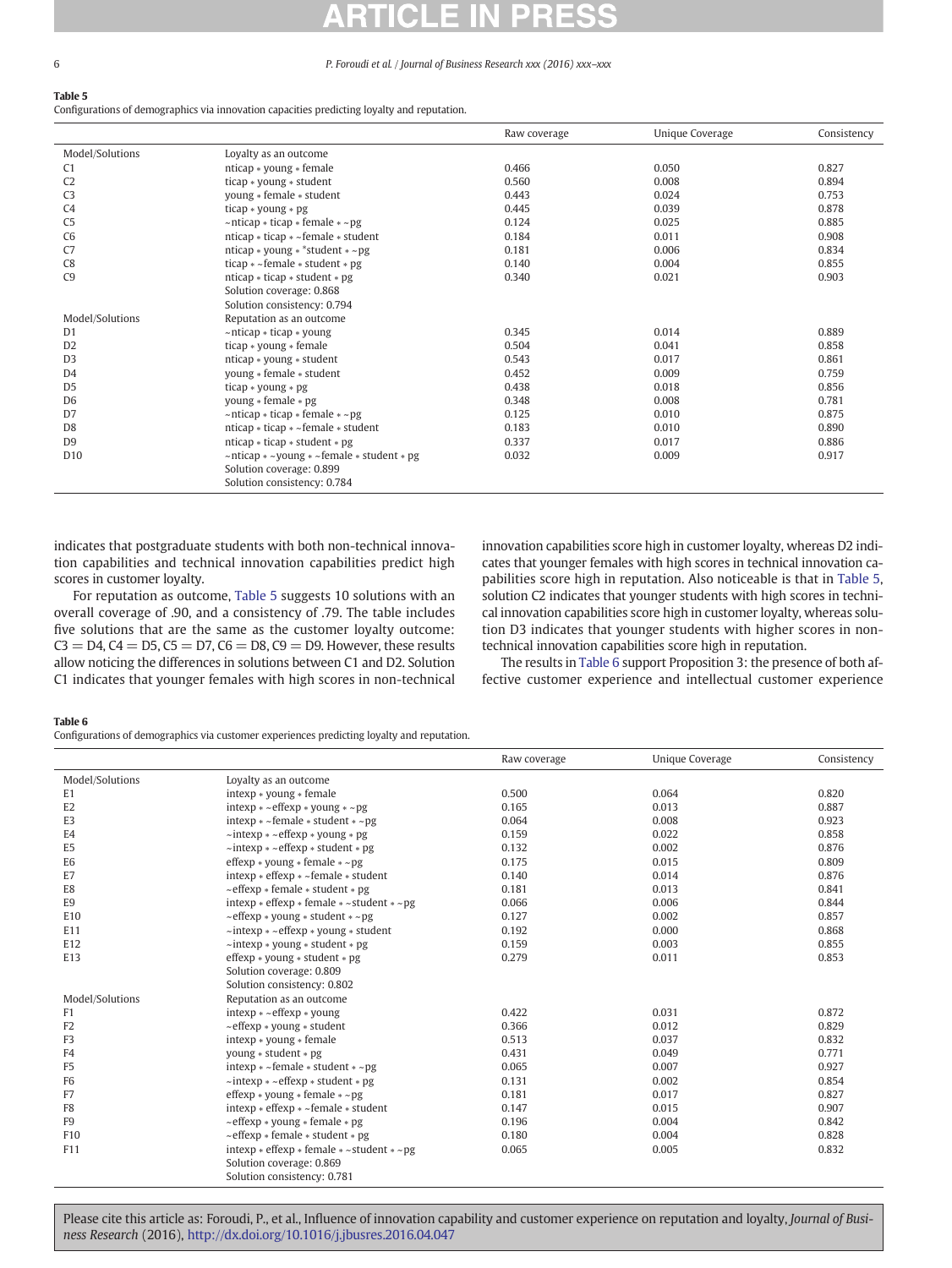**Table 5**
Configurations of demographics via innovation capacities predicting loyalty and reputation.

| | | Raw coverage | Unique Coverage | Consistency |
|---|---|---|---|---|
| Model/Solutions | Loyalty as an outcome | | | |
| C1 | nticap * young * female | 0.466 | 0.050 | 0.827 |
| C2 | ticap * young * student | 0.560 | 0.008 | 0.894 |
| C3 | young * female * student | 0.443 | 0.024 | 0.753 |
| C4 | ticap * young * pg | 0.445 | 0.039 | 0.878 |
| C5 | ~nticap * ticap * female * ~pg | 0.124 | 0.025 | 0.885 |
| C6 | nticap * ticap * ~female * student | 0.184 | 0.011 | 0.908 |
| C7 | nticap * young * *student * ~pg | 0.181 | 0.006 | 0.834 |
| C8 | ticap * ~female * student * pg | 0.140 | 0.004 | 0.855 |
| C9 | nticap * ticap * student * pg | 0.340 | 0.021 | 0.903 |
| | Solution coverage: 0.868 | | | |
| | Solution consistency: 0.794 | | | |
| Model/Solutions | Reputation as an outcome | | | |
| D1 | ~nticap * ticap * young | 0.345 | 0.014 | 0.889 |
| D2 | ticap * young * female | 0.504 | 0.041 | 0.858 |
| D3 | nticap * young * student | 0.543 | 0.017 | 0.861 |
| D4 | young * female * student | 0.452 | 0.009 | 0.759 |
| D5 | ticap * young * pg | 0.438 | 0.018 | 0.856 |
| D6 | young * female * pg | 0.348 | 0.008 | 0.781 |
| D7 | ~nticap * ticap * female * ~pg | 0.125 | 0.010 | 0.875 |
| D8 | nticap * ticap * ~female * student | 0.183 | 0.010 | 0.890 |
| D9 | nticap * ticap * student * pg | 0.337 | 0.017 | 0.886 |
| D10 | ~nticap * ~young * ~female * student * pg | 0.032 | 0.009 | 0.917 |
| | Solution coverage: 0.899 | | | |
| | Solution consistency: 0.784 | | | |

indicates that postgraduate students with both non-technical innovation capabilities and technical innovation capabilities predict high scores in customer loyalty.

For reputation as outcome, Table 5 suggests 10 solutions with an overall coverage of .90, and a consistency of .79. The table includes five solutions that are the same as the customer loyalty outcome: C3 = D4, C4 = D5, C5 = D7, C6 = D8, C9 = D9. However, these results allow noticing the differences in solutions between C1 and D2. Solution C1 indicates that younger females with high scores in non-technical innovation capabilities score high in customer loyalty, whereas D2 indicates that younger females with high scores in technical innovation capabilities score high in reputation. Also noticeable is that in Table 5, solution C2 indicates that younger students with high scores in technical innovation capabilities score high in customer loyalty, whereas solution D3 indicates that younger students with higher scores in non-technical innovation capabilities score high in reputation.

The results in Table 6 support Proposition 3: the presence of both affective customer experience and intellectual customer experience

**Table 6**
Configurations of demographics via customer experiences predicting loyalty and reputation.

| | | Raw coverage | Unique Coverage | Consistency |
|---|---|---|---|---|
| Model/Solutions | Loyalty as an outcome | | | |
| E1 | intexp * young * female | 0.500 | 0.064 | 0.820 |
| E2 | intexp * ~effexp * young * ~pg | 0.165 | 0.013 | 0.887 |
| E3 | intexp * ~female * student * ~pg | 0.064 | 0.008 | 0.923 |
| E4 | ~intexp * ~effexp * young * pg | 0.159 | 0.022 | 0.858 |
| E5 | ~intexp * ~effexp * student * pg | 0.132 | 0.002 | 0.876 |
| E6 | effexp * young * female * ~pg | 0.175 | 0.015 | 0.809 |
| E7 | intexp * effexp * ~female * student | 0.140 | 0.014 | 0.876 |
| E8 | ~effexp * female * student * pg | 0.181 | 0.013 | 0.841 |
| E9 | intexp * effexp * female * ~student * ~pg | 0.066 | 0.006 | 0.844 |
| E10 | ~effexp * young * student * ~pg | 0.127 | 0.002 | 0.857 |
| E11 | ~intexp * ~effexp * young * student | 0.192 | 0.000 | 0.868 |
| E12 | ~intexp * young * student * pg | 0.159 | 0.003 | 0.855 |
| E13 | effexp * young * student * pg | 0.279 | 0.011 | 0.853 |
| | Solution coverage: 0.809 | | | |
| | Solution consistency: 0.802 | | | |
| Model/Solutions | Reputation as an outcome | | | |
| F1 | intexp * ~effexp * young | 0.422 | 0.031 | 0.872 |
| F2 | ~effexp * young * student | 0.366 | 0.012 | 0.829 |
| F3 | intexp * young * female | 0.513 | 0.037 | 0.832 |
| F4 | young * student * pg | 0.431 | 0.049 | 0.771 |
| F5 | intexp * ~female * student * ~pg | 0.065 | 0.007 | 0.927 |
| F6 | ~intexp * ~effexp * student * pg | 0.131 | 0.002 | 0.854 |
| F7 | effexp * young * female * ~pg | 0.181 | 0.017 | 0.827 |
| F8 | intexp * effexp * ~female * student | 0.147 | 0.015 | 0.907 |
| F9 | ~effexp * young * female * pg | 0.196 | 0.004 | 0.842 |
| F10 | ~effexp * female * student * pg | 0.180 | 0.004 | 0.828 |
| F11 | intexp * effexp * female * ~student * ~pg | 0.065 | 0.005 | 0.832 |
| | Solution coverage: 0.869 | | | |
| | Solution consistency: 0.781 | | | |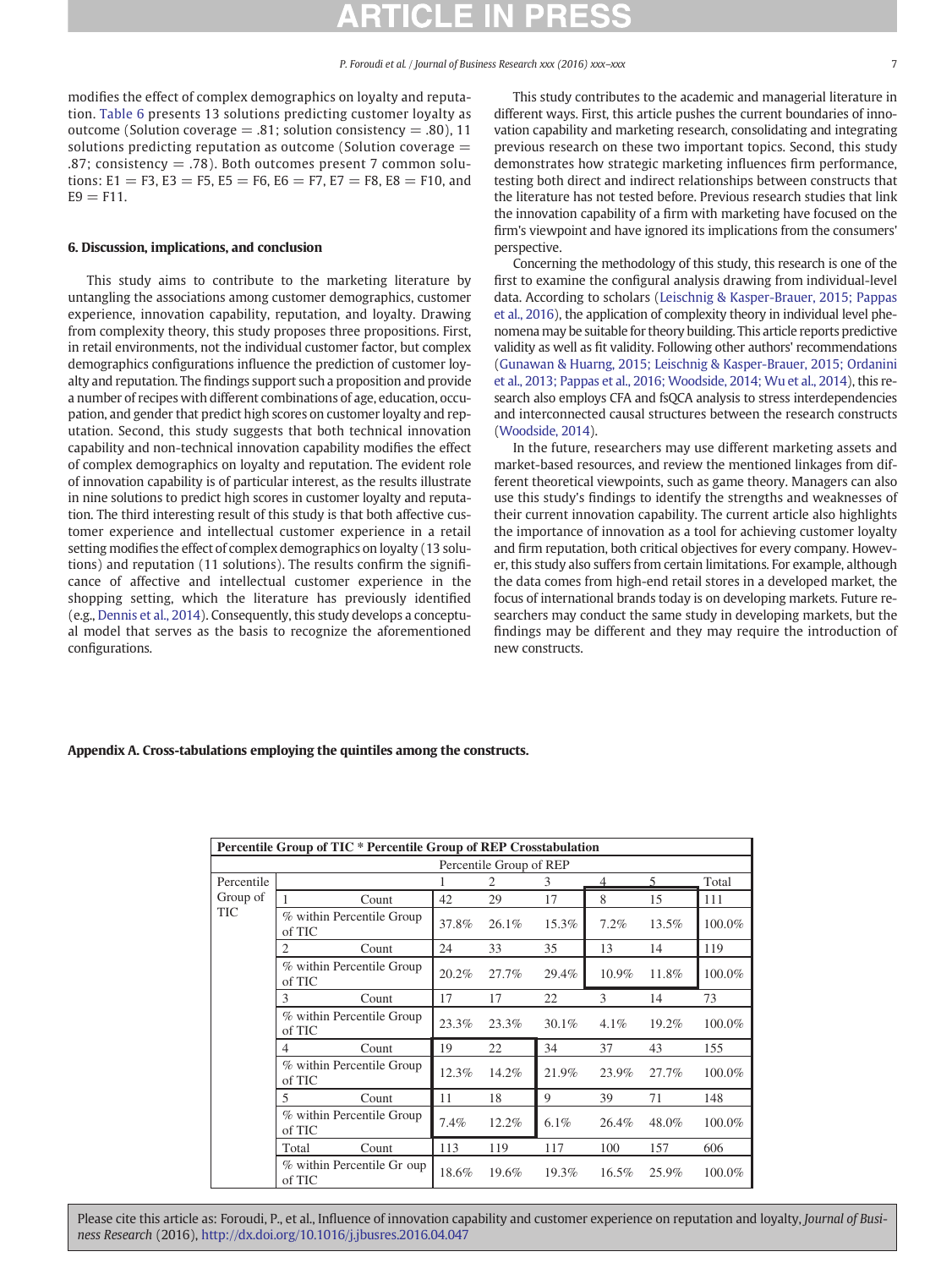modifies the effect of complex demographics on loyalty and reputation. Table 6 presents 13 solutions predicting customer loyalty as outcome (Solution coverage = .81; solution consistency = .80), 11 solutions predicting reputation as outcome (Solution coverage = .87; consistency = .78). Both outcomes present 7 common solutions: E1 = F3, E3 = F5, E5 = F6, E6 = F7, E7 = F8, E8 = F10, and E9 = F11.

## 6. Discussion, implications, and conclusion

This study aims to contribute to the marketing literature by untangling the associations among customer demographics, customer experience, innovation capability, reputation, and loyalty. Drawing from complexity theory, this study proposes three propositions. First, in retail environments, not the individual customer factor, but complex demographics configurations influence the prediction of customer loyalty and reputation. The findings support such a proposition and provide a number of recipes with different combinations of age, education, occupation, and gender that predict high scores on customer loyalty and reputation. Second, this study suggests that both technical innovation capability and non-technical innovation capability modifies the effect of complex demographics on loyalty and reputation. The evident role of innovation capability is of particular interest, as the results illustrate in nine solutions to predict high scores in customer loyalty and reputation. The third interesting result of this study is that both affective customer experience and intellectual customer experience in a retail setting modifies the effect of complex demographics on loyalty (13 solutions) and reputation (11 solutions). The results confirm the significance of affective and intellectual customer experience in the shopping setting, which the literature has previously identified (e.g., Dennis et al., 2014). Consequently, this study develops a conceptual model that serves as the basis to recognize the aforementioned configurations.

This study contributes to the academic and managerial literature in different ways. First, this article pushes the current boundaries of innovation capability and marketing research, consolidating and integrating previous research on these two important topics. Second, this study demonstrates how strategic marketing influences firm performance, testing both direct and indirect relationships between constructs that the literature has not tested before. Previous research studies that link the innovation capability of a firm with marketing have focused on the firm's viewpoint and have ignored its implications from the consumers' perspective.

Concerning the methodology of this study, this research is one of the first to examine the configural analysis drawing from individual-level data. According to scholars (Leischnig & Kasper-Brauer, 2015; Pappas et al., 2016), the application of complexity theory in individual level phenomena may be suitable for theory building. This article reports predictive validity as well as fit validity. Following other authors' recommendations (Gunawan & Huarng, 2015; Leischnig & Kasper-Brauer, 2015; Ordanini et al., 2013; Pappas et al., 2016; Woodside, 2014; Wu et al., 2014), this research also employs CFA and fsQCA analysis to stress interdependencies and interconnected causal structures between the research constructs (Woodside, 2014).

In the future, researchers may use different marketing assets and market-based resources, and review the mentioned linkages from different theoretical viewpoints, such as game theory. Managers can also use this study's findings to identify the strengths and weaknesses of their current innovation capability. The current article also highlights the importance of innovation as a tool for achieving customer loyalty and firm reputation, both critical objectives for every company. However, this study also suffers from certain limitations. For example, although the data comes from high-end retail stores in a developed market, the focus of international brands today is on developing markets. Future researchers may conduct the same study in developing markets, but the findings may be different and they may require the introduction of new constructs.

## Appendix A. Cross-tabulations employing the quintiles among the constructs.

**Percentile Group of TIC * Percentile Group of REP Crosstabulation**

| | | | Percentile Group of REP | | | | | |
|---|---|---|---|---|---|---|---|---|
| | | | 1 | 2 | 3 | 4 | 5 | Total |
| Percentile Group of TIC | 1 | Count | 42 | 29 | 17 | 8 | 15 | 111 |
| | | % within Percentile Group of TIC | 37.8% | 26.1% | 15.3% | 7.2% | 13.5% | 100.0% |
| | 2 | Count | 24 | 33 | 35 | 13 | 14 | 119 |
| | | % within Percentile Group of TIC | 20.2% | 27.7% | 29.4% | 10.9% | 11.8% | 100.0% |
| | 3 | Count | 17 | 17 | 22 | 3 | 14 | 73 |
| | | % within Percentile Group of TIC | 23.3% | 23.3% | 30.1% | 4.1% | 19.2% | 100.0% |
| | 4 | Count | 19 | 22 | 34 | 37 | 43 | 155 |
| | | % within Percentile Group of TIC | 12.3% | 14.2% | 21.9% | 23.9% | 27.7% | 100.0% |
| | 5 | Count | 11 | 18 | 9 | 39 | 71 | 148 |
| | | % within Percentile Group of TIC | 7.4% | 12.2% | 6.1% | 26.4% | 48.0% | 100.0% |
| | Total | Count | 113 | 119 | 117 | 100 | 157 | 606 |
| | | % within Percentile Group of TIC | 18.6% | 19.6% | 19.3% | 16.5% | 25.9% | 100.0% |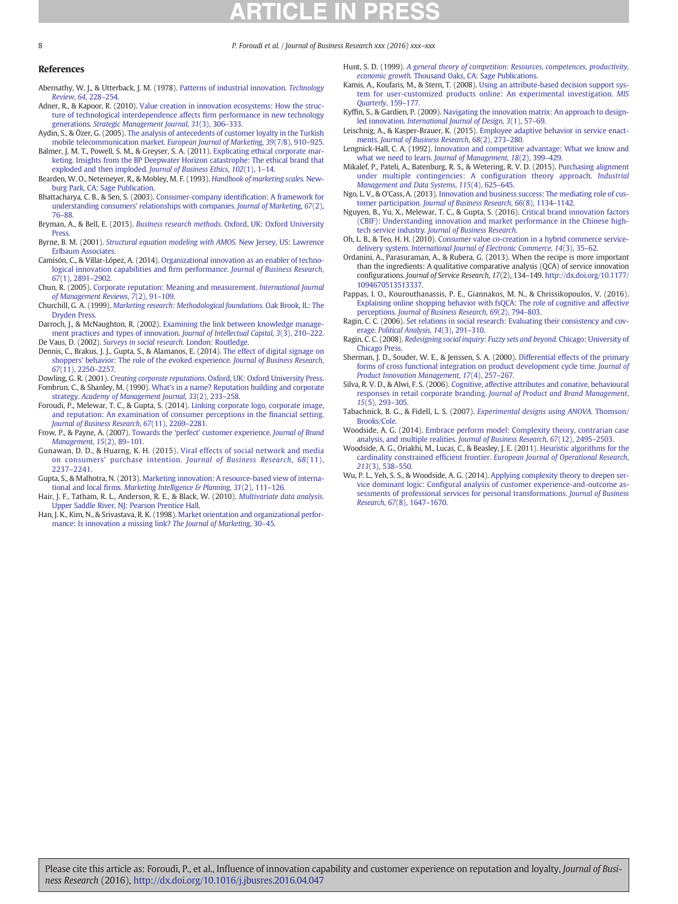## References

Abernathy, W. J., & Utterback, J. M. (1978). Patterns of industrial innovation. *Technology Review*, *64*, 228–254.

Adner, R., & Kapoor, R. (2010). Value creation in innovation ecosystems: How the structure of technological interdependence affects firm performance in new technology generations. *Strategic Management Journal*, *31*(3), 306–333.

Aydin, S., & Özer, G. (2005). The analysis of antecedents of customer loyalty in the Turkish mobile telecommunication market. *European Journal of Marketing*, *39*(7/8), 910–925.

Balmer, J. M. T., Powell, S. M., & Greyser, S. A. (2011). Explicating ethical corporate marketing. Insights from the BP Deepwater Horizon catastrophe: The ethical brand that exploded and then imploded. *Journal of Business Ethics*, *102*(1), 1–14.

Bearden, W. O., Netemeyer, R., & Mobley, M. F. (1993). *Handbook of marketing scales*. Newburg Park, CA: Sage Publication.

Bhattacharya, C. B., & Sen, S. (2003). Consumer-company identification: A framework for understanding consumers' relationships with companies. *Journal of Marketing*, *67*(2), 76–88.

Bryman, A., & Bell, E. (2015). *Business research methods*. Oxford, UK: Oxford University Press.

Byrne, B. M. (2001). *Structural equation modeling with AMOS*. New Jersey, US: Lawrence Erlbaum Associates.

Camisón, C., & Villar-López, A. (2014). Organizational innovation as an enabler of technological innovation capabilities and firm performance. *Journal of Business Research*, *67*(1), 2891–2902.

Chun, R. (2005). Corporate reputation: Meaning and measurement. *International Journal of Management Reviews*, *7*(2), 91–109.

Churchill, G. A. (1999). *Marketing research: Methodological foundations*. Oak Brook, IL: The Dryden Press.

Darroch, J., & McNaughton, R. (2002). Examining the link between knowledge management practices and types of innovation. *Journal of Intellectual Capital*, *3*(3), 210–222.

De Vaus, D. (2002). *Surveys in social research*. London: Routledge.

Dennis, C., Brakus, J. J., Gupta, S., & Alamanos, E. (2014). The effect of digital signage on shoppers' behavior: The role of the evoked experience. *Journal of Business Research*, *67*(11), 2250–2257.

Dowling, G. R. (2001). *Creating corporate reputations*. Oxford, UK: Oxford University Press.

Fombrun, C., & Shanley, M. (1990). What's in a name? Reputation building and corporate strategy. *Academy of Management Journal*, *33*(2), 233–258.

Foroudi, P., Melewar, T. C., & Gupta, S. (2014). Linking corporate logo, corporate image, and reputation: An examination of consumer perceptions in the financial setting. *Journal of Business Research*, *67*(11), 2269–2281.

Frow, P., & Payne, A. (2007). Towards the 'perfect' customer experience. *Journal of Brand Management*, *15*(2), 89–101.

Gunawan, D. D., & Huarng, K. H. (2015). Viral effects of social network and media on consumers' purchase intention. *Journal of Business Research*, *68*(11), 2237–2241.

Gupta, S., & Malhotra, N. (2013). Marketing innovation: A resource-based view of international and local firms. *Marketing Intelligence & Planning*, *31*(2), 111–126.

Hair, J. F., Tatham, R. L., Anderson, R. E., & Black, W. (2010). *Multivariate data analysis*. Upper Saddle River, NJ: Pearson Prentice Hall.

Han, J. K., Kim, N., & Srivastava, R. K. (1998). Market orientation and organizational performance: Is innovation a missing link? *The Journal of Marketing*, 30–45.

Hunt, S. D. (1999). *A general theory of competition: Resources, competences, productivity, economic growth*. Thousand Oaks, CA: Sage Publications.

Kamis, A., Koufaris, M., & Stern, T. (2008). Using an attribute-based decision support system for user-customized products online: An experimental investigation. *MIS Quarterly*, 159–177.

Kyffin, S., & Gardien, P. (2009). Navigating the innovation matrix: An approach to design-led innovation. *International Journal of Design*, *3*(1), 57–69.

Leischnig, A., & Kasper-Brauer, K. (2015). Employee adaptive behavior in service enactments. *Journal of Business Research*, *68*(2), 273–280.

Lengnick-Hall, C. A. (1992). Innovation and competitive advantage: What we know and what we need to learn. *Journal of Management*, *18*(2), 399–429.

Mikalef, P., Pateli, A., Batenburg, R. S., & Wetering, R. V. D. (2015). Purchasing alignment under multiple contingencies: A configuration theory approach. *Industrial Management and Data Systems*, *115*(4), 625–645.

Ngo, L. V., & O'Cass, A. (2013). Innovation and business success: The mediating role of customer participation. *Journal of Business Research*, *66*(8), 1134–1142.

Nguyen, B., Yu, X., Melewar, T. C., & Gupta, S. (2016). Critical brand innovation factors (CBIF): Understanding innovation and market performance in the Chinese high-tech service industry. *Journal of Business Research*.

Oh, L. B., & Teo, H. H. (2010). Consumer value co-creation in a hybrid commerce service-delivery system. *International Journal of Electronic Commerce*, *14*(3), 35–62.

Ordanini, A., Parasuraman, A., & Rubera, G. (2013). When the recipe is more important than the ingredients: A qualitative comparative analysis (QCA) of service innovation configurations. *Journal of Service Research*, *17*(2), 134–149. http://dx.doi.org/10.1177/1094670513513337.

Pappas, I. O., Kourouthanassis, P. E., Giannakos, M. N., & Chrissikopoulos, V. (2016). Explaining online shopping behavior with fsQCA: The role of cognitive and affective perceptions. *Journal of Business Research*, *69*(2), 794–803.

Ragin, C. C. (2006). Set relations in social research: Evaluating their consistency and coverage. *Political Analysis*, *14*(3), 291–310.

Ragin, C. C. (2008). *Redesigning social inquiry: Fuzzy sets and beyond*. Chicago: University of Chicago Press.

Sherman, J. D., Souder, W. E., & Jenssen, S. A. (2000). Differential effects of the primary forms of cross functional integration on product development cycle time. *Journal of Product Innovation Management*, *17*(4), 257–267.

Silva, R. V. D., & Alwi, F. S. (2006). Cognitive, affective attributes and conative, behavioural responses in retail corporate branding. *Journal of Product and Brand Management*, *15*(5), 293–305.

Tabachnick, B. G., & Fidell, L. S. (2007). *Experimental designs using ANOVA*. Thomson/Brooks/Cole.

Woodside, A. G. (2014). Embrace perform model: Complexity theory, contrarian case analysis, and multiple realities. *Journal of Business Research*, *67*(12), 2495–2503.

Woodside, A. G., Oriakhi, M., Lucas, C., & Beasley, J. E. (2011). Heuristic algorithms for the cardinality constrained efficient frontier. *European Journal of Operational Research*, *213*(3), 538–550.

Wu, P. L., Yeh, S. S., & Woodside, A. G. (2014). Applying complexity theory to deepen service dominant logic: Configural analysis of customer experience-and-outcome assessments of professional services for personal transformations. *Journal of Business Research*, *67*(8), 1647–1670.

Please cite this article as: Foroudi, P., et al., Influence of innovation capability and customer experience on reputation and loyalty, *Journal of Business Research* (2016), http://dx.doi.org/10.1016/j.jbusres.2016.04.047